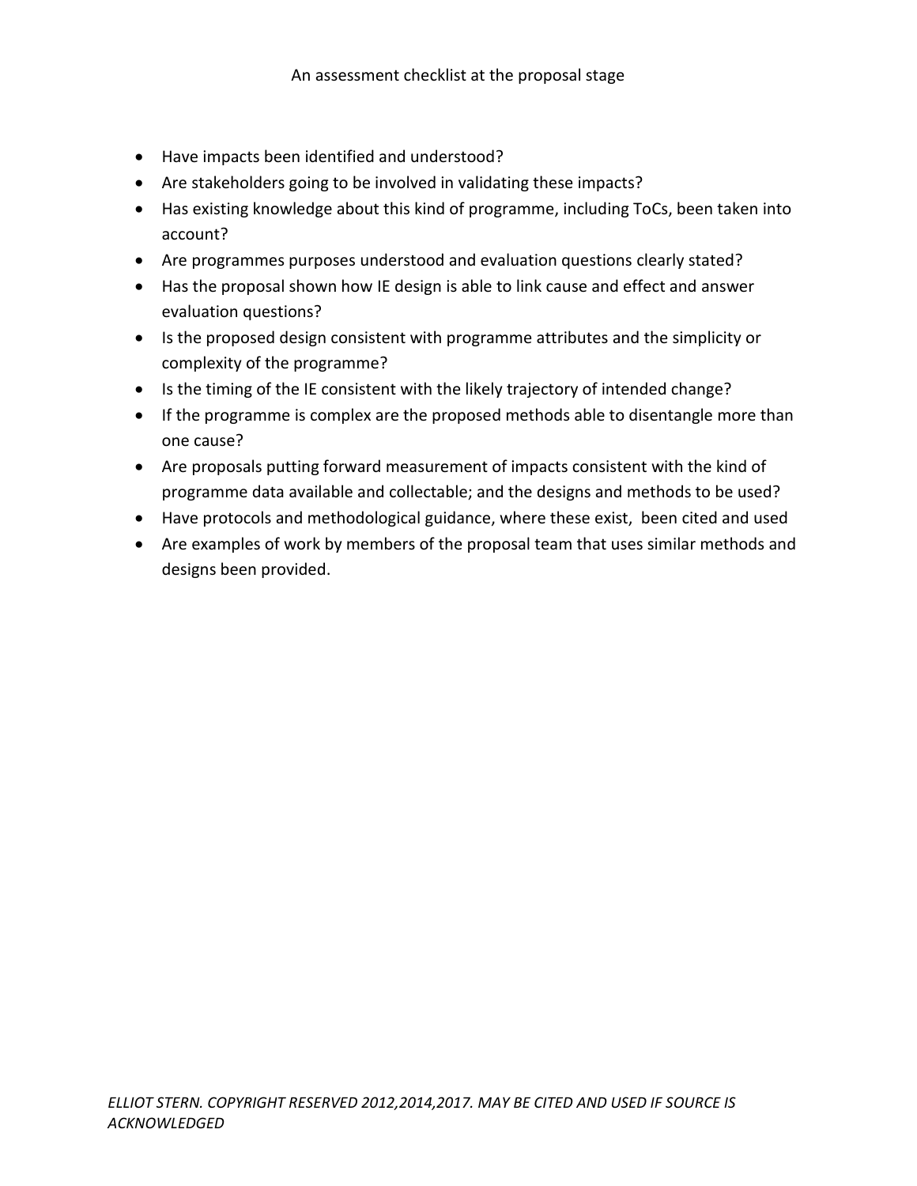# An assessment checklist at the proposal stage

- Have impacts been identified and understood?
- Are stakeholders going to be involved in validating these impacts?
- Has existing knowledge about this kind of programme, including ToCs, been taken into account?
- Are programmes purposes understood and evaluation questions clearly stated?
- Has the proposal shown how IE design is able to link cause and effect and answer evaluation questions?
- Is the proposed design consistent with programme attributes and the simplicity or complexity of the programme?
- Is the timing of the IE consistent with the likely trajectory of intended change?
- If the programme is complex are the proposed methods able to disentangle more than one cause?
- Are proposals putting forward measurement of impacts consistent with the kind of programme data available and collectable; and the designs and methods to be used?
- Have protocols and methodological guidance, where these exist, been cited and used
- Are examples of work by members of the proposal team that uses similar methods and designs been provided.

*ELLIOT STERN. COPYRIGHT RESERVED 2012,2014,2017. MAY BE CITED AND USED IF SOURCE IS ACKNOWLEDGED*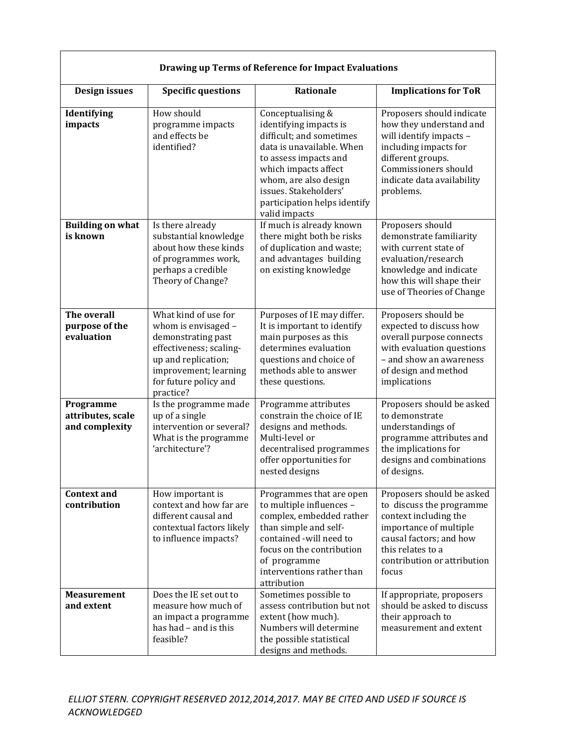| Drawing up Terms of Reference for Impact Evaluations | | | |
|---|---|---|---|
| **Design issues** | **Specific questions** | **Rationale** | **Implications for ToR** |
| **Identifying impacts** | How should programme impacts and effects be identified? | Conceptualising & identifying impacts is difficult; and sometimes data is unavailable. When to assess impacts and which impacts affect whom, are also design issues. Stakeholders' participation helps identify valid impacts | Proposers should indicate how they understand and will identify impacts – including impacts for different groups. Commissioners should indicate data availability problems. |
| **Building on what is known** | Is there already substantial knowledge about how these kinds of programmes work, perhaps a credible Theory of Change? | If much is already known there might both be risks of duplication and waste; and advantages building on existing knowledge | Proposers should demonstrate familiarity with current state of evaluation/research knowledge and indicate how this will shape their use of Theories of Change |
| **The overall purpose of the evaluation** | What kind of use for whom is envisaged – demonstrating past effectiveness; scaling-up and replication; improvement; learning for future policy and practice? | Purposes of IE may differ. It is important to identify main purposes as this determines evaluation questions and choice of methods able to answer these questions. | Proposers should be expected to discuss how overall purpose connects with evaluation questions – and show an awareness of design and method implications |
| **Programme attributes, scale and complexity** | Is the programme made up of a single intervention or several? What is the programme 'architecture'? | Programme attributes constrain the choice of IE designs and methods. Multi-level or decentralised programmes offer opportunities for nested designs | Proposers should be asked to demonstrate understandings of programme attributes and the implications for designs and combinations of designs. |
| **Context and contribution** | How important is context and how far are different causal and contextual factors likely to influence impacts? | Programmes that are open to multiple influences – complex, embedded rather than simple and self-contained -will need to focus on the contribution of programme interventions rather than attribution | Proposers should be asked to discuss the programme context including the importance of multiple causal factors; and how this relates to a contribution or attribution focus |
| **Measurement and extent** | Does the IE set out to measure how much of an impact a programme has had – and is this feasible? | Sometimes possible to assess contribution but not extent (how much). Numbers will determine the possible statistical designs and methods. | If appropriate, proposers should be asked to discuss their approach to measurement and extent |

*ELLIOT STERN. COPYRIGHT RESERVED 2012,2014,2017. MAY BE CITED AND USED IF SOURCE IS ACKNOWLEDGED*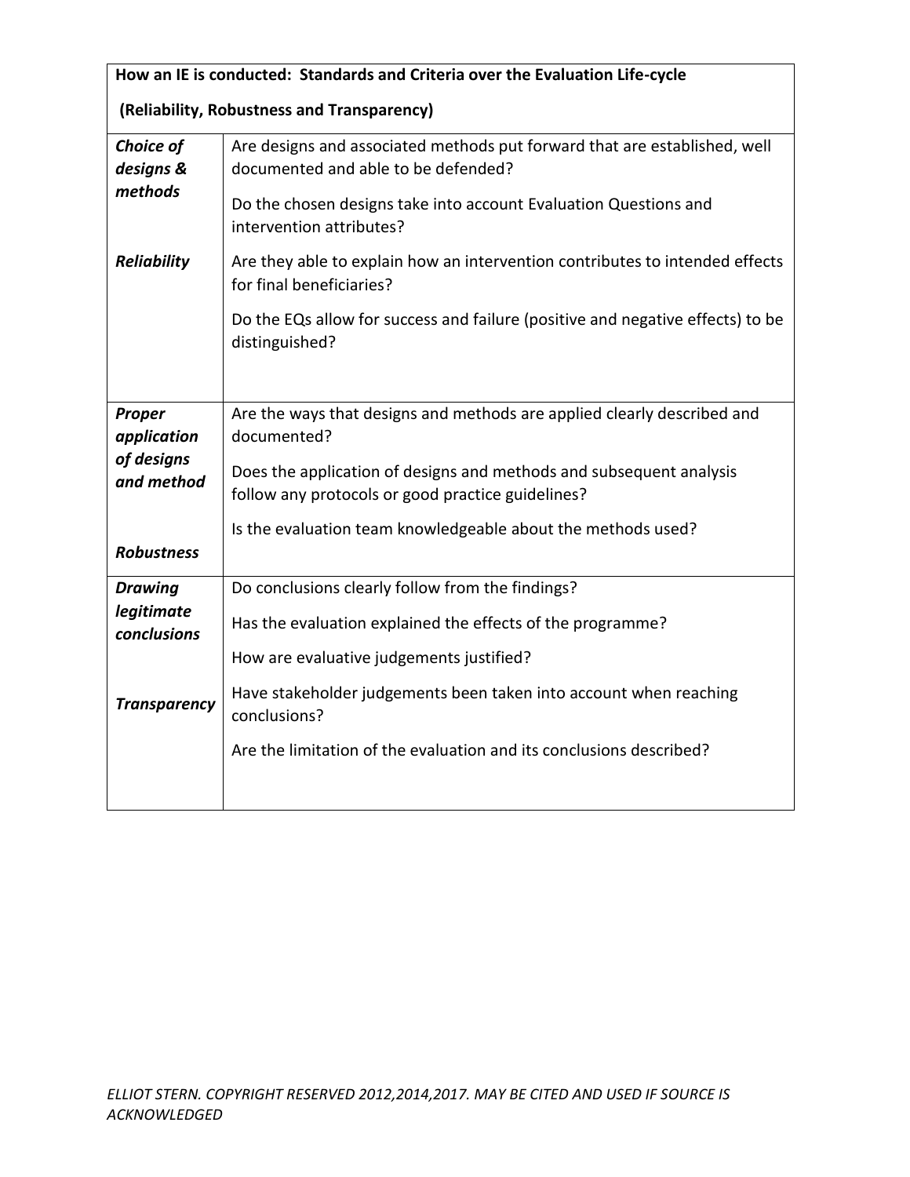| How an IE is conducted: Standards and Criteria over the Evaluation Life-cycle<br><br>(Reliability, Robustness and Transparency) | |
|---|---|
| ***Choice of designs & methods***<br><br>***Reliability*** | Are designs and associated methods put forward that are established, well documented and able to be defended?<br><br>Do the chosen designs take into account Evaluation Questions and intervention attributes?<br><br>Are they able to explain how an intervention contributes to intended effects for final beneficiaries?<br><br>Do the EQs allow for success and failure (positive and negative effects) to be distinguished? |
| ***Proper application of designs and method***<br><br>***Robustness*** | Are the ways that designs and methods are applied clearly described and documented?<br><br>Does the application of designs and methods and subsequent analysis follow any protocols or good practice guidelines?<br><br>Is the evaluation team knowledgeable about the methods used? |
| ***Drawing legitimate conclusions***<br><br>***Transparency*** | Do conclusions clearly follow from the findings?<br><br>Has the evaluation explained the effects of the programme?<br><br>How are evaluative judgements justified?<br><br>Have stakeholder judgements been taken into account when reaching conclusions?<br><br>Are the limitation of the evaluation and its conclusions described? |

*ELLIOT STERN. COPYRIGHT RESERVED 2012,2014,2017. MAY BE CITED AND USED IF SOURCE IS ACKNOWLEDGED*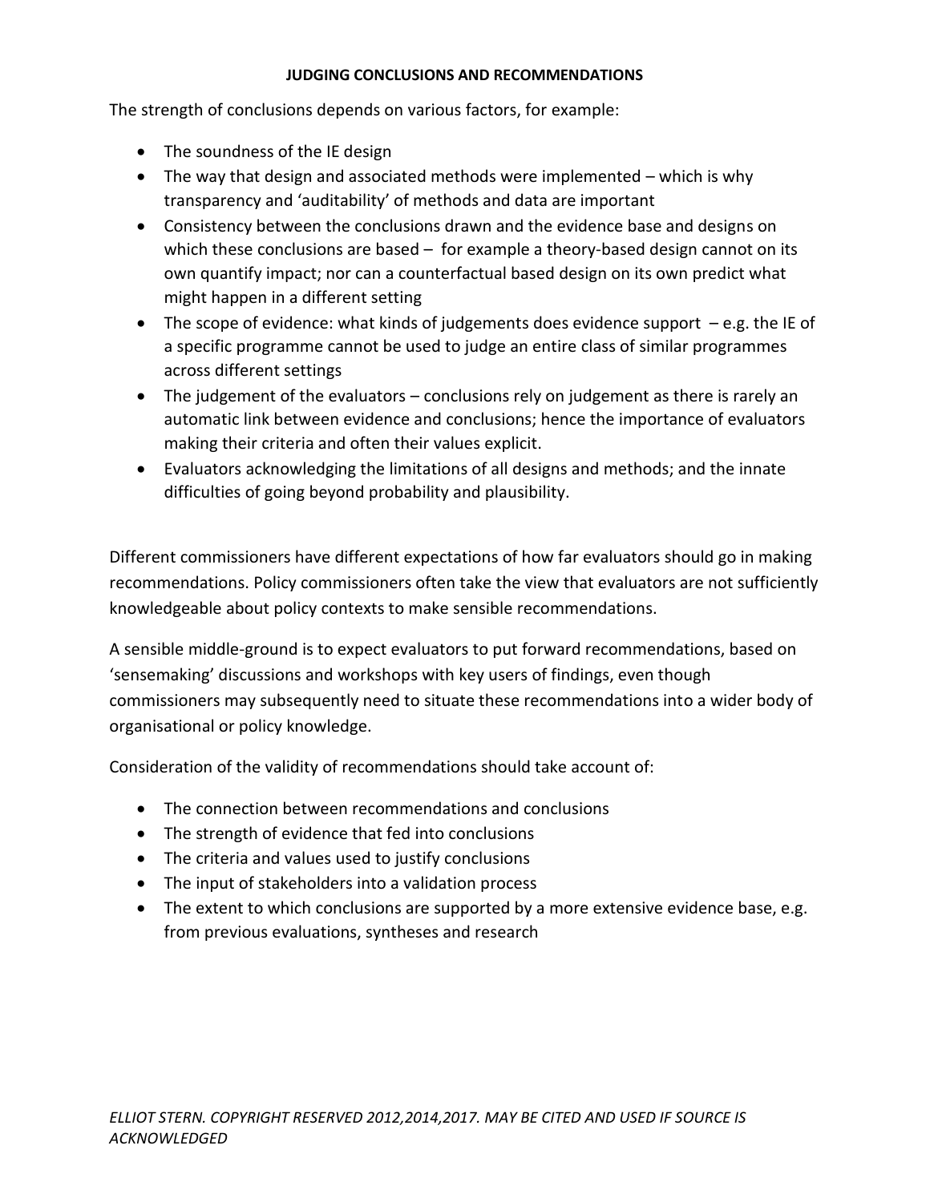## JUDGING CONCLUSIONS AND RECOMMENDATIONS

The strength of conclusions depends on various factors, for example:

- The soundness of the IE design
- The way that design and associated methods were implemented – which is why transparency and 'auditability' of methods and data are important
- Consistency between the conclusions drawn and the evidence base and designs on which these conclusions are based – for example a theory-based design cannot on its own quantify impact; nor can a counterfactual based design on its own predict what might happen in a different setting
- The scope of evidence: what kinds of judgements does evidence support – e.g. the IE of a specific programme cannot be used to judge an entire class of similar programmes across different settings
- The judgement of the evaluators – conclusions rely on judgement as there is rarely an automatic link between evidence and conclusions; hence the importance of evaluators making their criteria and often their values explicit.
- Evaluators acknowledging the limitations of all designs and methods; and the innate difficulties of going beyond probability and plausibility.

Different commissioners have different expectations of how far evaluators should go in making recommendations. Policy commissioners often take the view that evaluators are not sufficiently knowledgeable about policy contexts to make sensible recommendations.

A sensible middle-ground is to expect evaluators to put forward recommendations, based on 'sensemaking' discussions and workshops with key users of findings, even though commissioners may subsequently need to situate these recommendations into a wider body of organisational or policy knowledge.

Consideration of the validity of recommendations should take account of:

- The connection between recommendations and conclusions
- The strength of evidence that fed into conclusions
- The criteria and values used to justify conclusions
- The input of stakeholders into a validation process
- The extent to which conclusions are supported by a more extensive evidence base, e.g. from previous evaluations, syntheses and research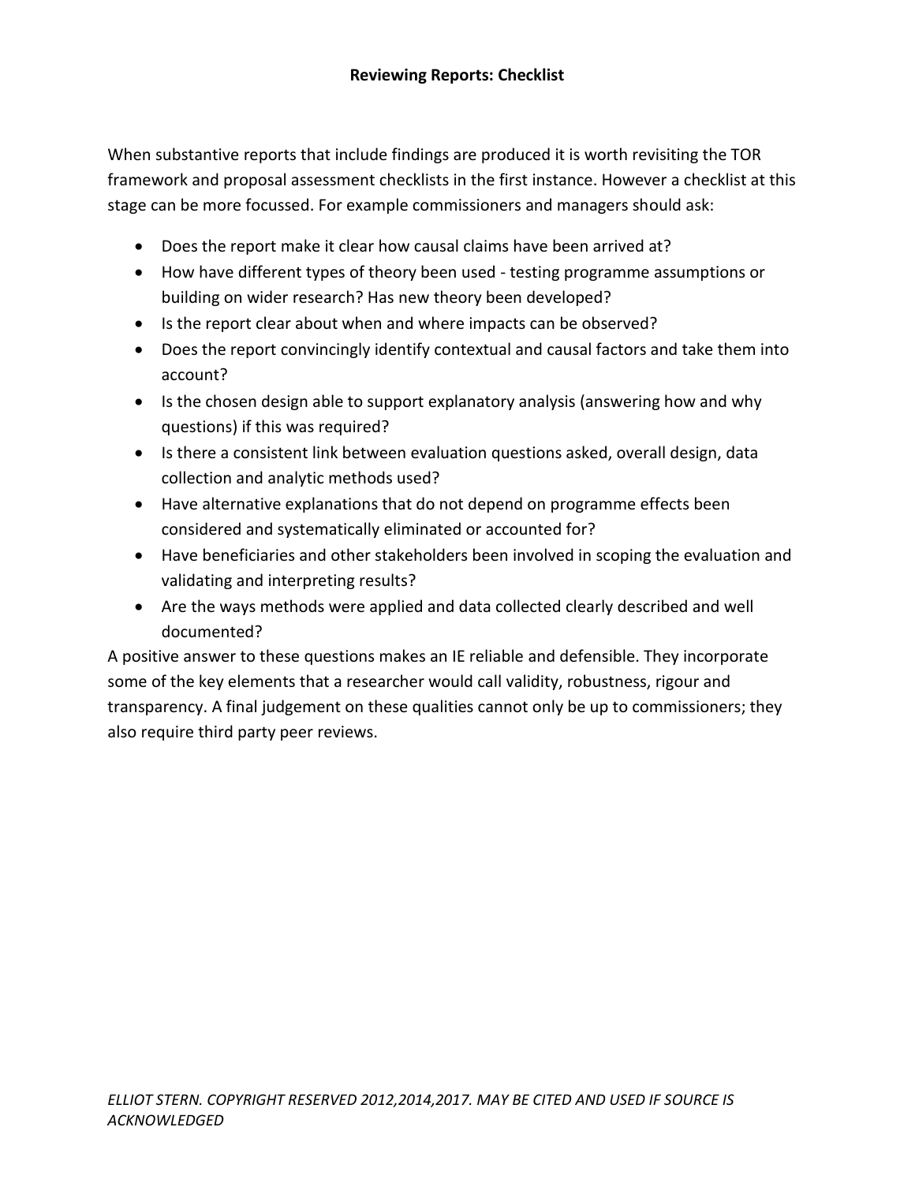**Reviewing Reports: Checklist**

When substantive reports that include findings are produced it is worth revisiting the TOR framework and proposal assessment checklists in the first instance. However a checklist at this stage can be more focussed. For example commissioners and managers should ask:

- Does the report make it clear how causal claims have been arrived at?
- How have different types of theory been used - testing programme assumptions or building on wider research? Has new theory been developed?
- Is the report clear about when and where impacts can be observed?
- Does the report convincingly identify contextual and causal factors and take them into account?
- Is the chosen design able to support explanatory analysis (answering how and why questions) if this was required?
- Is there a consistent link between evaluation questions asked, overall design, data collection and analytic methods used?
- Have alternative explanations that do not depend on programme effects been considered and systematically eliminated or accounted for?
- Have beneficiaries and other stakeholders been involved in scoping the evaluation and validating and interpreting results?
- Are the ways methods were applied and data collected clearly described and well documented?

A positive answer to these questions makes an IE reliable and defensible. They incorporate some of the key elements that a researcher would call validity, robustness, rigour and transparency. A final judgement on these qualities cannot only be up to commissioners; they also require third party peer reviews.